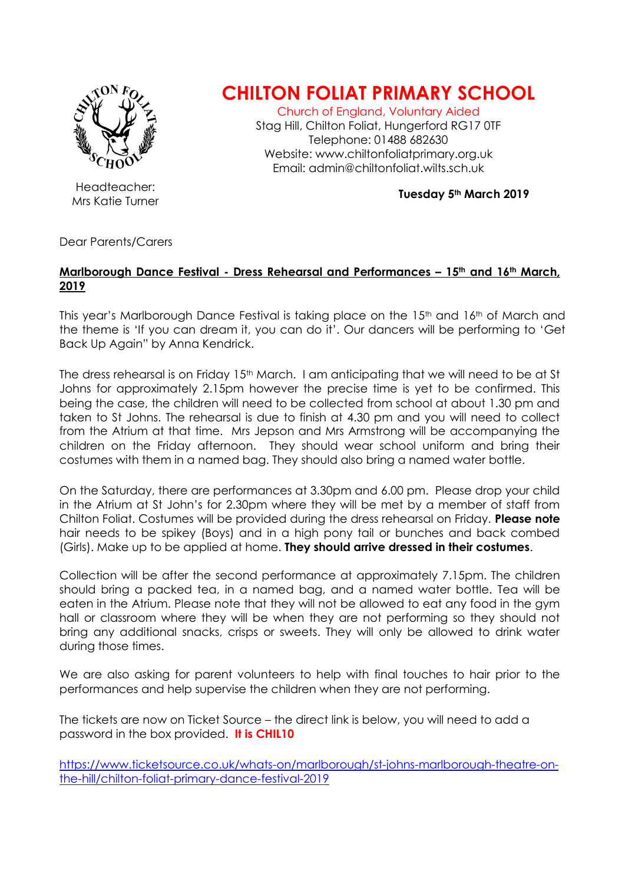# CHILTON FOLIAT PRIMARY SCHOOL

Church of England, Voluntary Aided
Stag Hill, Chilton Foliat, Hungerford RG17 0TF
Telephone: 01488 682630
Website: www.chiltonfoliatprimary.org.uk
Email: admin@chiltonfoliat.wilts.sch.uk

Headteacher:
Mrs Katie Turner

**Tuesday 5th March 2019**

Dear Parents/Carers

**Marlborough Dance Festival - Dress Rehearsal and Performances – 15th and 16th March, 2019**

This year's Marlborough Dance Festival is taking place on the 15th and 16th of March and the theme is 'If you can dream it, you can do it'. Our dancers will be performing to 'Get Back Up Again" by Anna Kendrick.

The dress rehearsal is on Friday 15th March. I am anticipating that we will need to be at St Johns for approximately 2.15pm however the precise time is yet to be confirmed. This being the case, the children will need to be collected from school at about 1.30 pm and taken to St Johns. The rehearsal is due to finish at 4.30 pm and you will need to collect from the Atrium at that time. Mrs Jepson and Mrs Armstrong will be accompanying the children on the Friday afternoon. They should wear school uniform and bring their costumes with them in a named bag. They should also bring a named water bottle.

On the Saturday, there are performances at 3.30pm and 6.00 pm. Please drop your child in the Atrium at St John's for 2.30pm where they will be met by a member of staff from Chilton Foliat. Costumes will be provided during the dress rehearsal on Friday. **Please note** hair needs to be spikey (Boys) and in a high pony tail or bunches and back combed (Girls). Make up to be applied at home. **They should arrive dressed in their costumes**.

Collection will be after the second performance at approximately 7.15pm. The children should bring a packed tea, in a named bag, and a named water bottle. Tea will be eaten in the Atrium. Please note that they will not be allowed to eat any food in the gym hall or classroom where they will be when they are not performing so they should not bring any additional snacks, crisps or sweets. They will only be allowed to drink water during those times.

We are also asking for parent volunteers to help with final touches to hair prior to the performances and help supervise the children when they are not performing.

The tickets are now on Ticket Source – the direct link is below, you will need to add a password in the box provided. **It is CHIL10**

https://www.ticketsource.co.uk/whats-on/marlborough/st-johns-marlborough-theatre-on-the-hill/chilton-foliat-primary-dance-festival-2019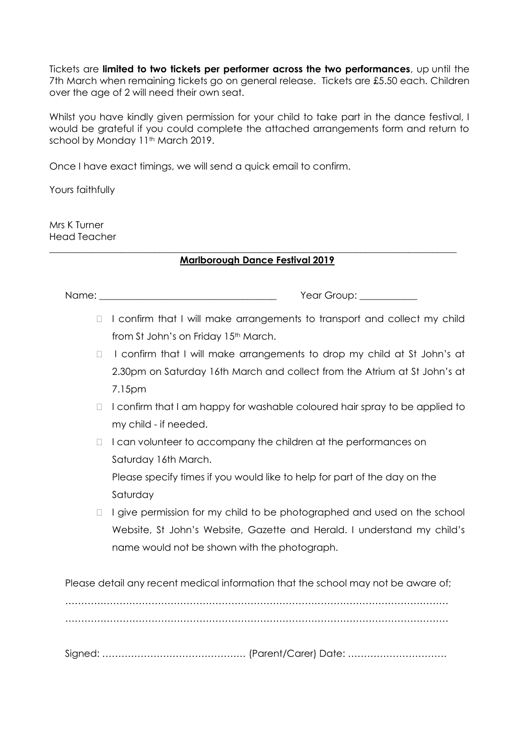Tickets are **limited to two tickets per performer across the two performances**, up until the 7th March when remaining tickets go on general release. Tickets are £5.50 each. Children over the age of 2 will need their own seat.

Whilst you have kindly given permission for your child to take part in the dance festival, I would be grateful if you could complete the attached arrangements form and return to school by Monday 11th March 2019.

Once I have exact timings, we will send a quick email to confirm.

Yours faithfully

Mrs K Turner
Head Teacher

---

**Marlborough Dance Festival 2019**

Name: ___________________________________ Year Group: ___________

- ☐ I confirm that I will make arrangements to transport and collect my child from St John's on Friday 15th March.
- ☐ I confirm that I will make arrangements to drop my child at St John's at 2.30pm on Saturday 16th March and collect from the Atrium at St John's at 7.15pm
- ☐ I confirm that I am happy for washable coloured hair spray to be applied to my child - if needed.
- ☐ I can volunteer to accompany the children at the performances on Saturday 16th March.
  Please specify times if you would like to help for part of the day on the Saturday
- ☐ I give permission for my child to be photographed and used on the school Website, St John's Website, Gazette and Herald. I understand my child's name would not be shown with the photograph.

Please detail any recent medical information that the school may not be aware of;

…………………………………………………………………………………………………………

…………………………………………………………………………………………………………

Signed: ……………………………………… (Parent/Carer) Date: …………………………